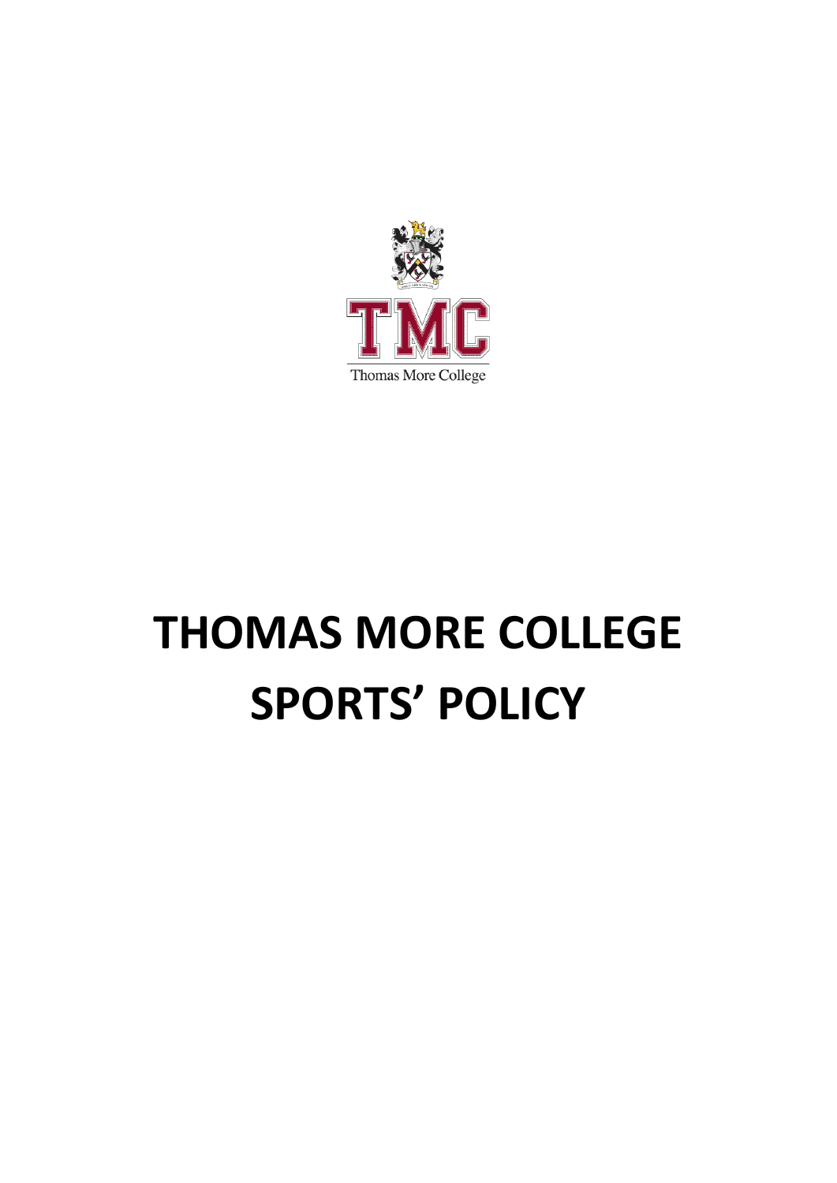# THOMAS MORE COLLEGE SPORTS' POLICY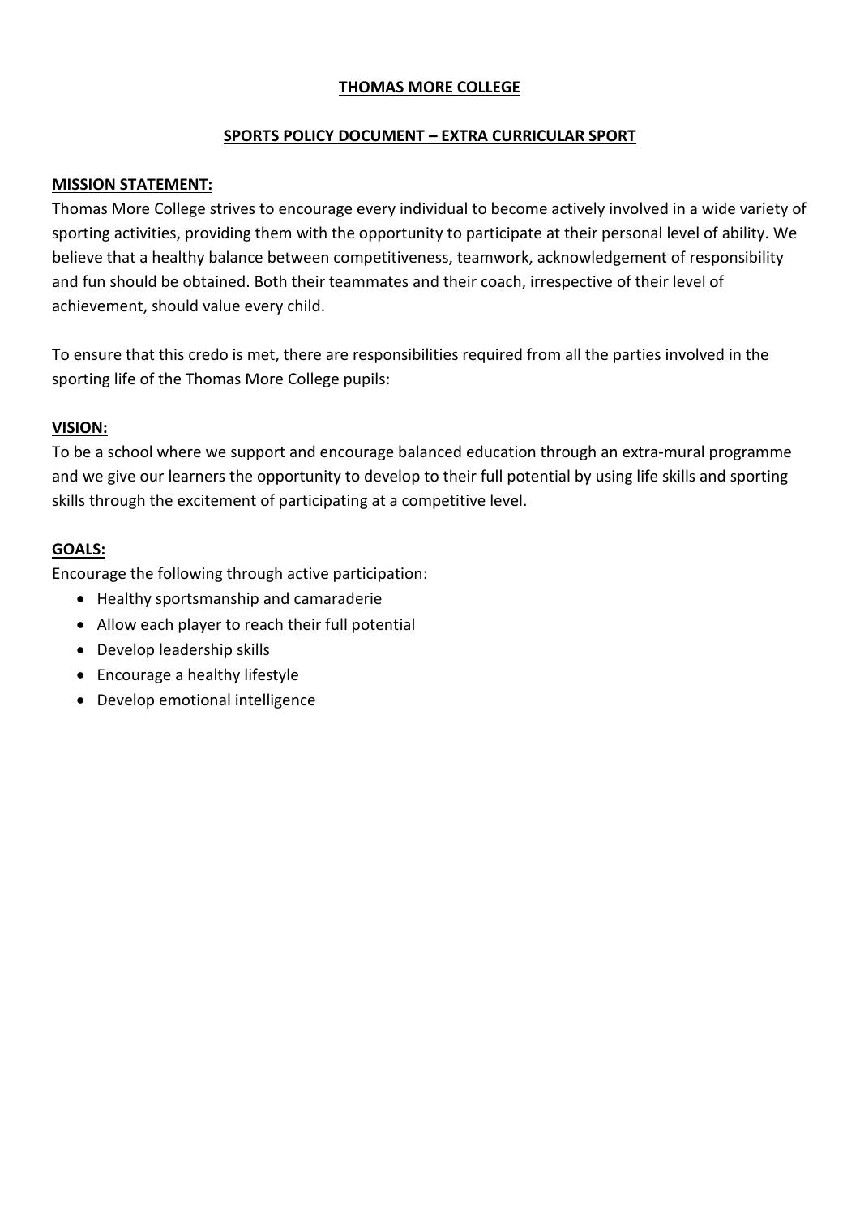# THOMAS MORE COLLEGE

## SPORTS POLICY DOCUMENT – EXTRA CURRICULAR SPORT

### MISSION STATEMENT:

Thomas More College strives to encourage every individual to become actively involved in a wide variety of sporting activities, providing them with the opportunity to participate at their personal level of ability. We believe that a healthy balance between competitiveness, teamwork, acknowledgement of responsibility and fun should be obtained. Both their teammates and their coach, irrespective of their level of achievement, should value every child.

To ensure that this credo is met, there are responsibilities required from all the parties involved in the sporting life of the Thomas More College pupils:

### VISION:

To be a school where we support and encourage balanced education through an extra-mural programme and we give our learners the opportunity to develop to their full potential by using life skills and sporting skills through the excitement of participating at a competitive level.

### GOALS:

Encourage the following through active participation:

- Healthy sportsmanship and camaraderie
- Allow each player to reach their full potential
- Develop leadership skills
- Encourage a healthy lifestyle
- Develop emotional intelligence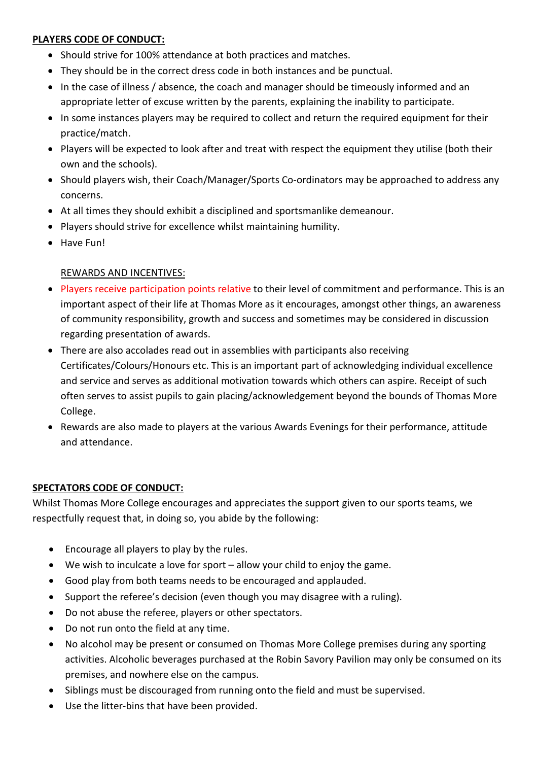**PLAYERS CODE OF CONDUCT:**

- Should strive for 100% attendance at both practices and matches.
- They should be in the correct dress code in both instances and be punctual.
- In the case of illness / absence, the coach and manager should be timeously informed and an appropriate letter of excuse written by the parents, explaining the inability to participate.
- In some instances players may be required to collect and return the required equipment for their practice/match.
- Players will be expected to look after and treat with respect the equipment they utilise (both their own and the schools).
- Should players wish, their Coach/Manager/Sports Co-ordinators may be approached to address any concerns.
- At all times they should exhibit a disciplined and sportsmanlike demeanour.
- Players should strive for excellence whilst maintaining humility.
- Have Fun!

REWARDS AND INCENTIVES:

- Players receive participation points relative to their level of commitment and performance. This is an important aspect of their life at Thomas More as it encourages, amongst other things, an awareness of community responsibility, growth and success and sometimes may be considered in discussion regarding presentation of awards.
- There are also accolades read out in assemblies with participants also receiving Certificates/Colours/Honours etc. This is an important part of acknowledging individual excellence and service and serves as additional motivation towards which others can aspire. Receipt of such often serves to assist pupils to gain placing/acknowledgement beyond the bounds of Thomas More College.
- Rewards are also made to players at the various Awards Evenings for their performance, attitude and attendance.

**SPECTATORS CODE OF CONDUCT:**

Whilst Thomas More College encourages and appreciates the support given to our sports teams, we respectfully request that, in doing so, you abide by the following:

- Encourage all players to play by the rules.
- We wish to inculcate a love for sport – allow your child to enjoy the game.
- Good play from both teams needs to be encouraged and applauded.
- Support the referee's decision (even though you may disagree with a ruling).
- Do not abuse the referee, players or other spectators.
- Do not run onto the field at any time.
- No alcohol may be present or consumed on Thomas More College premises during any sporting activities. Alcoholic beverages purchased at the Robin Savory Pavilion may only be consumed on its premises, and nowhere else on the campus.
- Siblings must be discouraged from running onto the field and must be supervised.
- Use the litter-bins that have been provided.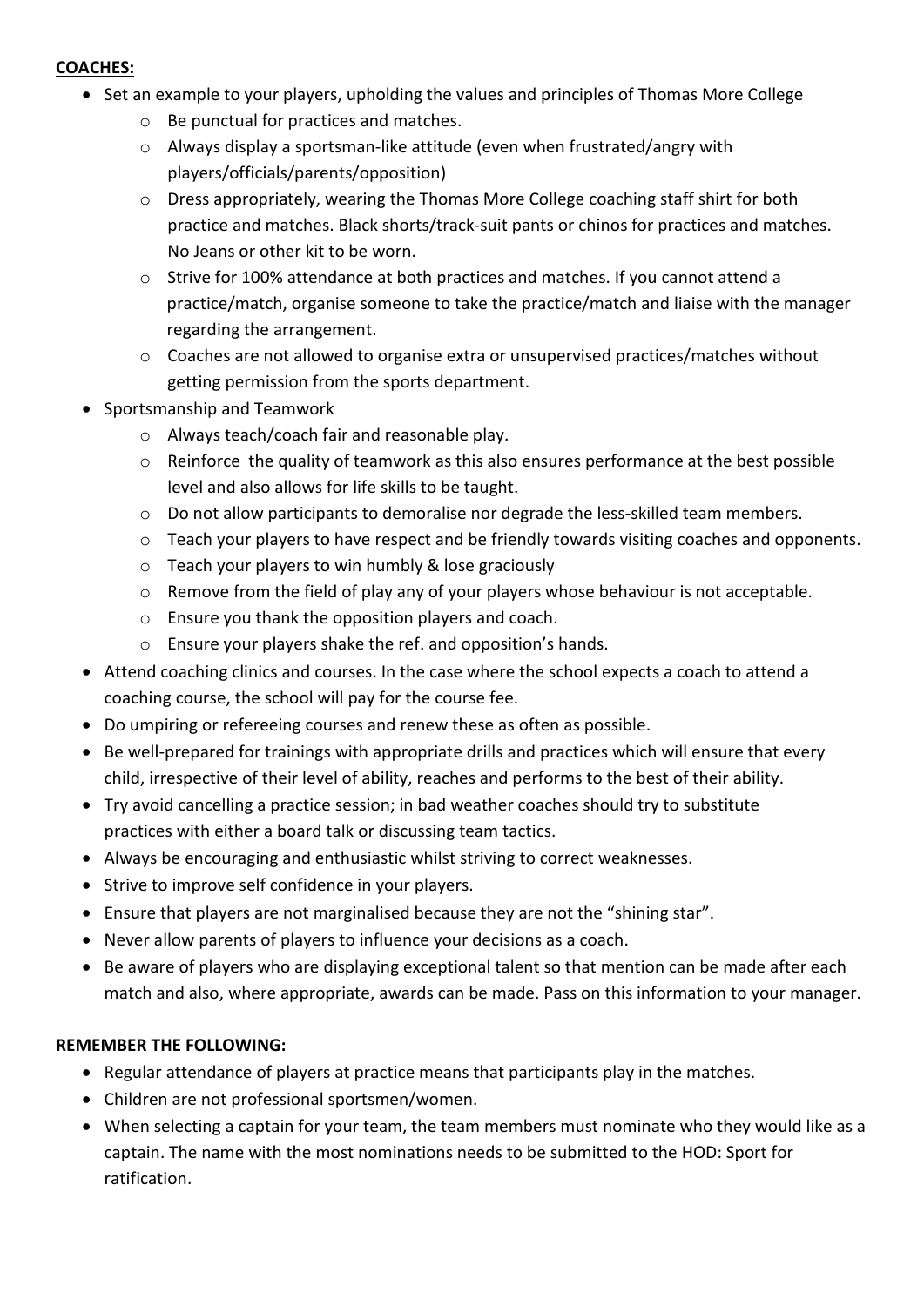**COACHES:**

- Set an example to your players, upholding the values and principles of Thomas More College
  - Be punctual for practices and matches.
  - Always display a sportsman-like attitude (even when frustrated/angry with players/officials/parents/opposition)
  - Dress appropriately, wearing the Thomas More College coaching staff shirt for both practice and matches. Black shorts/track-suit pants or chinos for practices and matches. No Jeans or other kit to be worn.
  - Strive for 100% attendance at both practices and matches. If you cannot attend a practice/match, organise someone to take the practice/match and liaise with the manager regarding the arrangement.
  - Coaches are not allowed to organise extra or unsupervised practices/matches without getting permission from the sports department.
- Sportsmanship and Teamwork
  - Always teach/coach fair and reasonable play.
  - Reinforce the quality of teamwork as this also ensures performance at the best possible level and also allows for life skills to be taught.
  - Do not allow participants to demoralise nor degrade the less-skilled team members.
  - Teach your players to have respect and be friendly towards visiting coaches and opponents.
  - Teach your players to win humbly & lose graciously
  - Remove from the field of play any of your players whose behaviour is not acceptable.
  - Ensure you thank the opposition players and coach.
  - Ensure your players shake the ref. and opposition's hands.
- Attend coaching clinics and courses. In the case where the school expects a coach to attend a coaching course, the school will pay for the course fee.
- Do umpiring or refereeing courses and renew these as often as possible.
- Be well-prepared for trainings with appropriate drills and practices which will ensure that every child, irrespective of their level of ability, reaches and performs to the best of their ability.
- Try avoid cancelling a practice session; in bad weather coaches should try to substitute practices with either a board talk or discussing team tactics.
- Always be encouraging and enthusiastic whilst striving to correct weaknesses.
- Strive to improve self confidence in your players.
- Ensure that players are not marginalised because they are not the "shining star".
- Never allow parents of players to influence your decisions as a coach.
- Be aware of players who are displaying exceptional talent so that mention can be made after each match and also, where appropriate, awards can be made. Pass on this information to your manager.

**REMEMBER THE FOLLOWING:**

- Regular attendance of players at practice means that participants play in the matches.
- Children are not professional sportsmen/women.
- When selecting a captain for your team, the team members must nominate who they would like as a captain. The name with the most nominations needs to be submitted to the HOD: Sport for ratification.